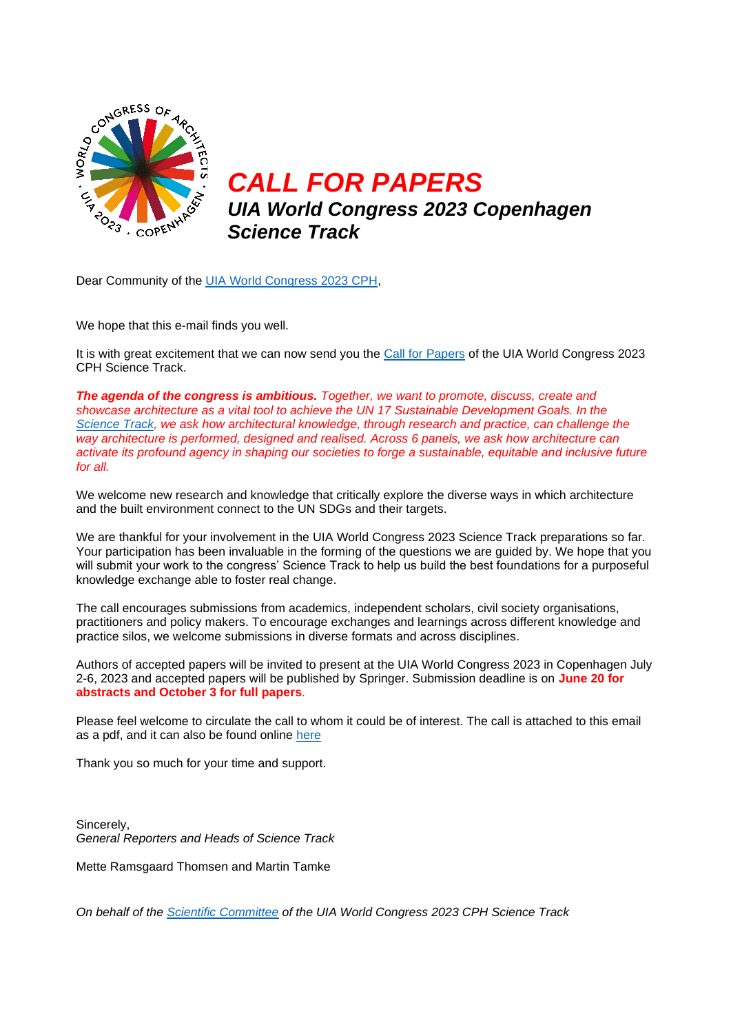# CALL FOR PAPERS

## UIA World Congress 2023 Copenhagen Science Track

Dear Community of the UIA World Congress 2023 CPH,

We hope that this e-mail finds you well.

It is with great excitement that we can now send you the Call for Papers of the UIA World Congress 2023 CPH Science Track.

***The agenda of the congress is ambitious.*** *Together, we want to promote, discuss, create and showcase architecture as a vital tool to achieve the UN 17 Sustainable Development Goals. In the Science Track, we ask how architectural knowledge, through research and practice, can challenge the way architecture is performed, designed and realised. Across 6 panels, we ask how architecture can activate its profound agency in shaping our societies to forge a sustainable, equitable and inclusive future for all.*

We welcome new research and knowledge that critically explore the diverse ways in which architecture and the built environment connect to the UN SDGs and their targets.

We are thankful for your involvement in the UIA World Congress 2023 Science Track preparations so far. Your participation has been invaluable in the forming of the questions we are guided by. We hope that you will submit your work to the congress' Science Track to help us build the best foundations for a purposeful knowledge exchange able to foster real change.

The call encourages submissions from academics, independent scholars, civil society organisations, practitioners and policy makers. To encourage exchanges and learnings across different knowledge and practice silos, we welcome submissions in diverse formats and across disciplines.

Authors of accepted papers will be invited to present at the UIA World Congress 2023 in Copenhagen July 2-6, 2023 and accepted papers will be published by Springer. Submission deadline is on **June 20 for abstracts and October 3 for full papers**.

Please feel welcome to circulate the call to whom it could be of interest. The call is attached to this email as a pdf, and it can also be found online here

Thank you so much for your time and support.

Sincerely,
*General Reporters and Heads of Science Track*

Mette Ramsgaard Thomsen and Martin Tamke

*On behalf of the Scientific Committee of the UIA World Congress 2023 CPH Science Track*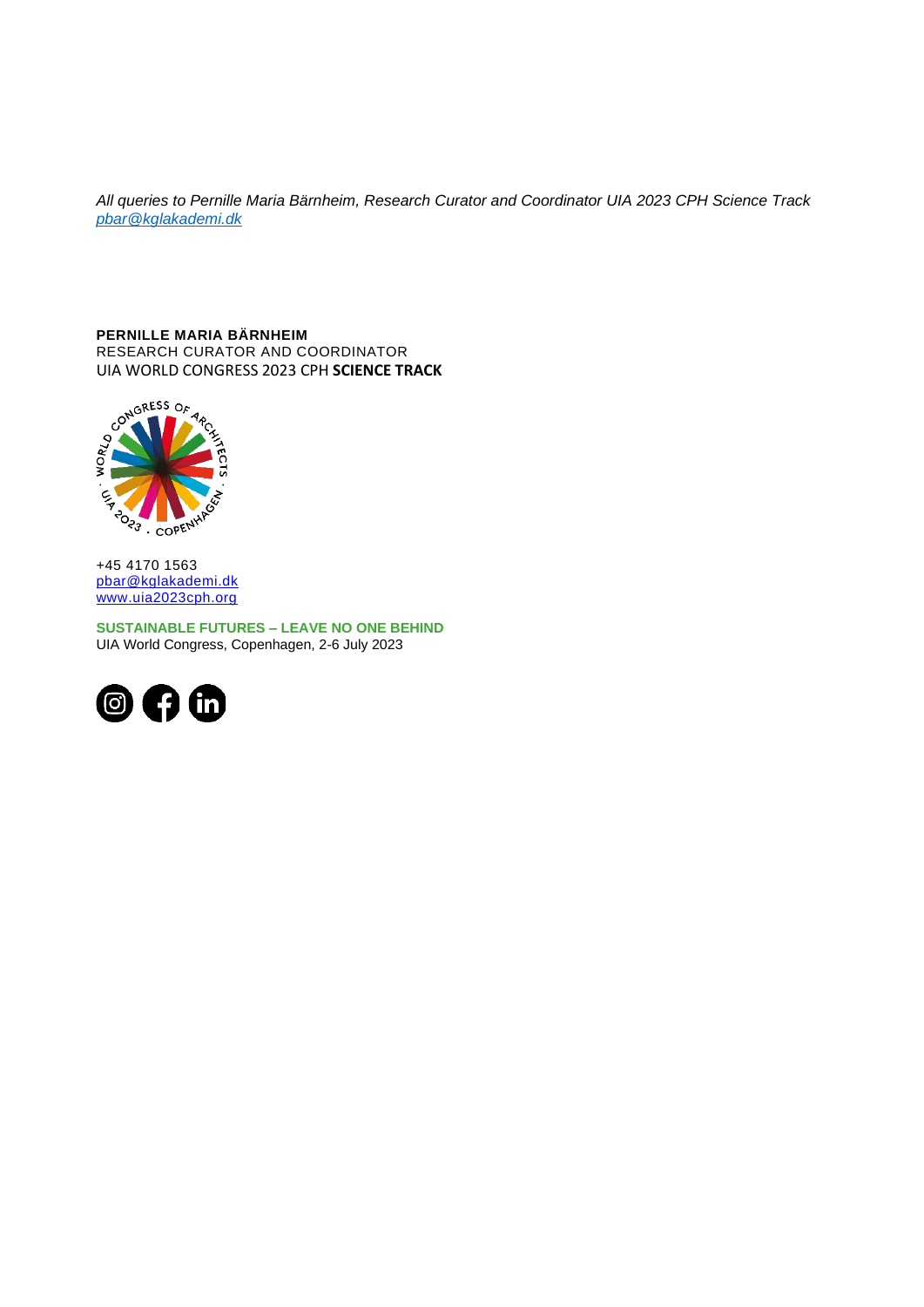*All queries to Pernille Maria Bärnheim, Research Curator and Coordinator UIA 2023 CPH Science Track*
*pbar@kglakademi.dk*

**PERNILLE MARIA BÄRNHEIM**
RESEARCH CURATOR AND COORDINATOR
UIA WORLD CONGRESS 2023 CPH **SCIENCE TRACK**

+45 4170 1563
pbar@kglakademi.dk
www.uia2023cph.org

**SUSTAINABLE FUTURES – LEAVE NO ONE BEHIND**
UIA World Congress, Copenhagen, 2-6 July 2023